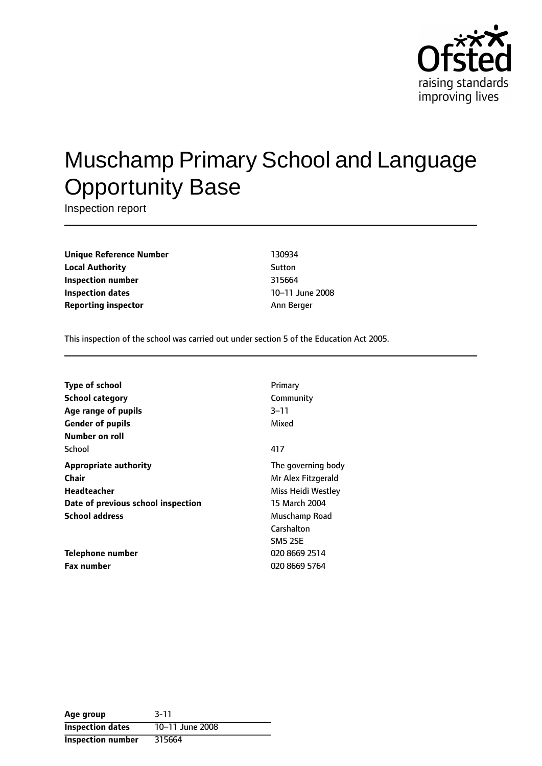Ofsted
raising standards
improving lives

# Muschamp Primary School and Language Opportunity Base

Inspection report

| | |
|---|---|
| **Unique Reference Number** | 130934 |
| **Local Authority** | Sutton |
| **Inspection number** | 315664 |
| **Inspection dates** | 10–11 June 2008 |
| **Reporting inspector** | Ann Berger |

This inspection of the school was carried out under section 5 of the Education Act 2005.

| | |
|---|---|
| **Type of school** | Primary |
| **School category** | Community |
| **Age range of pupils** | 3–11 |
| **Gender of pupils** | Mixed |
| **Number on roll** | |
| School | 417 |
| **Appropriate authority** | The governing body |
| **Chair** | Mr Alex Fitzgerald |
| **Headteacher** | Miss Heidi Westley |
| **Date of previous school inspection** | 15 March 2004 |
| **School address** | Muschamp Road<br>Carshalton<br>SM5 2SE |
| **Telephone number** | 020 8669 2514 |
| **Fax number** | 020 8669 5764 |

| | |
|---|---|
| **Age group** | 3-11 |
| **Inspection dates** | 10–11 June 2008 |
| **Inspection number** | 315664 |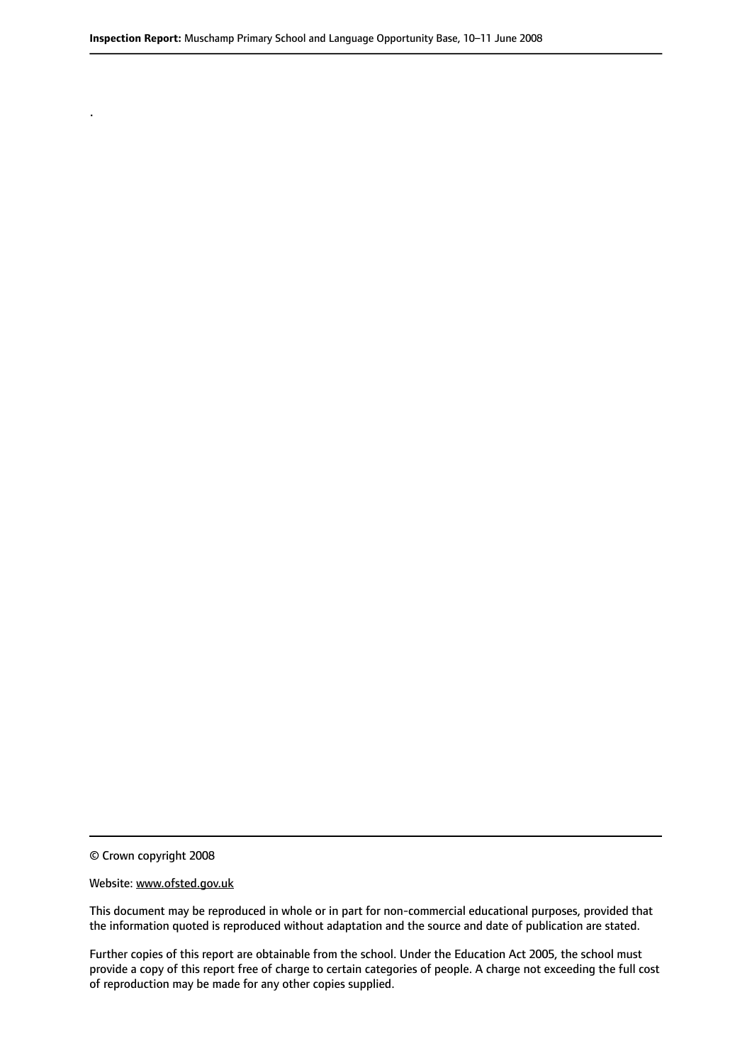.

© Crown copyright 2008

Website: www.ofsted.gov.uk

This document may be reproduced in whole or in part for non-commercial educational purposes, provided that the information quoted is reproduced without adaptation and the source and date of publication are stated.

Further copies of this report are obtainable from the school. Under the Education Act 2005, the school must provide a copy of this report free of charge to certain categories of people. A charge not exceeding the full cost of reproduction may be made for any other copies supplied.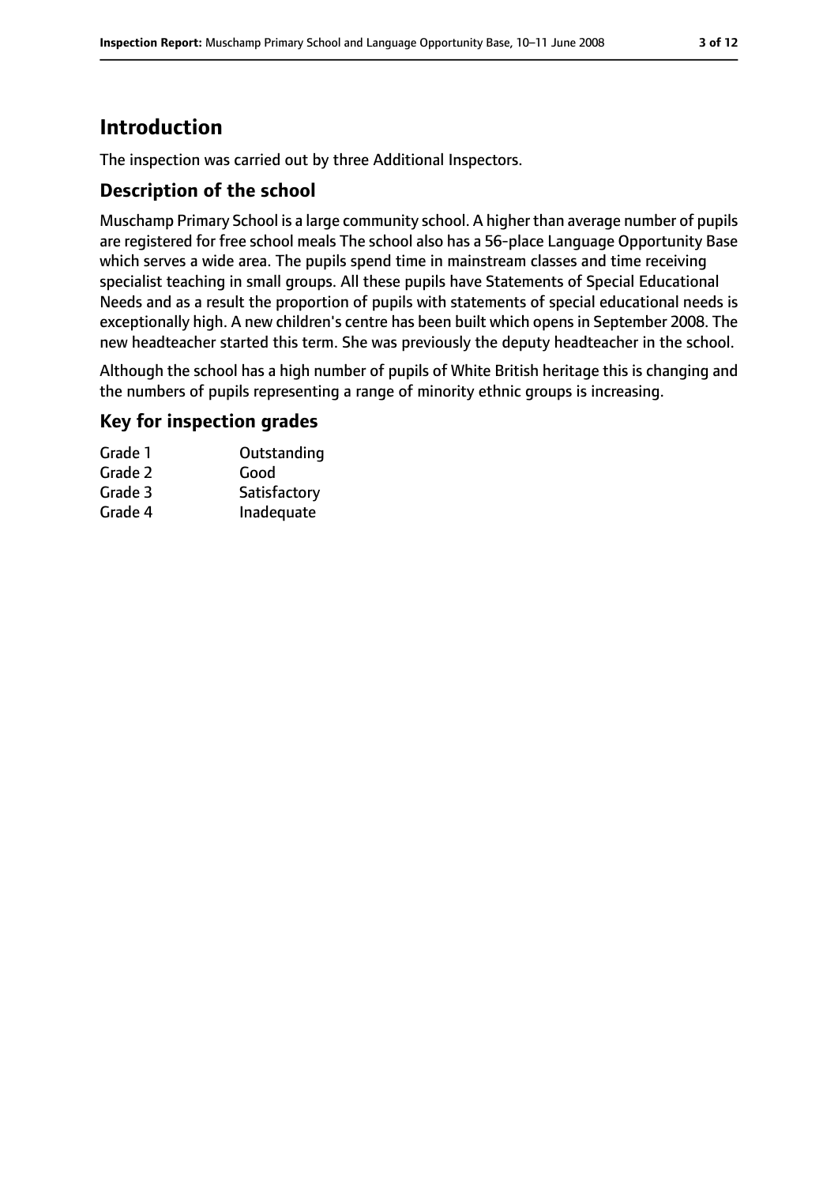# Introduction

The inspection was carried out by three Additional Inspectors.

## Description of the school

Muschamp Primary School is a large community school. A higher than average number of pupils are registered for free school meals The school also has a 56-place Language Opportunity Base which serves a wide area. The pupils spend time in mainstream classes and time receiving specialist teaching in small groups. All these pupils have Statements of Special Educational Needs and as a result the proportion of pupils with statements of special educational needs is exceptionally high. A new children's centre has been built which opens in September 2008. The new headteacher started this term. She was previously the deputy headteacher in the school.

Although the school has a high number of pupils of White British heritage this is changing and the numbers of pupils representing a range of minority ethnic groups is increasing.

## Key for inspection grades

| | |
|---|---|
| Grade 1 | Outstanding |
| Grade 2 | Good |
| Grade 3 | Satisfactory |
| Grade 4 | Inadequate |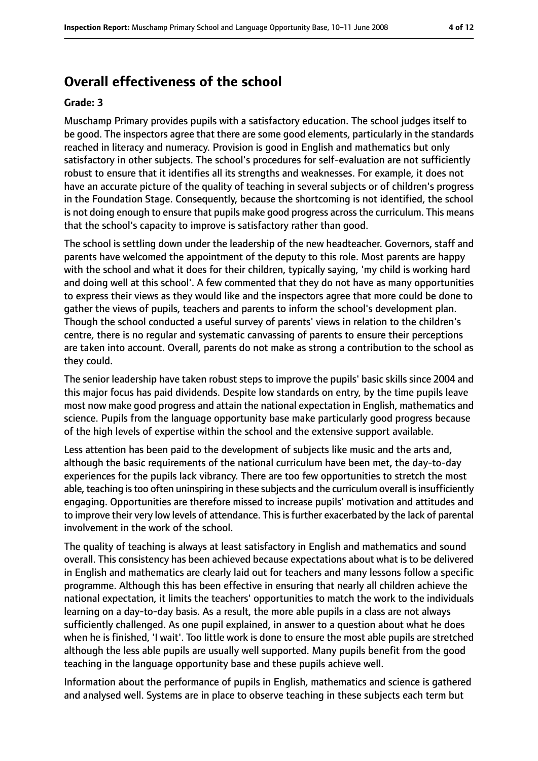## Overall effectiveness of the school

**Grade: 3**

Muschamp Primary provides pupils with a satisfactory education. The school judges itself to be good. The inspectors agree that there are some good elements, particularly in the standards reached in literacy and numeracy. Provision is good in English and mathematics but only satisfactory in other subjects. The school's procedures for self-evaluation are not sufficiently robust to ensure that it identifies all its strengths and weaknesses. For example, it does not have an accurate picture of the quality of teaching in several subjects or of children's progress in the Foundation Stage. Consequently, because the shortcoming is not identified, the school is not doing enough to ensure that pupils make good progress across the curriculum. This means that the school's capacity to improve is satisfactory rather than good.

The school is settling down under the leadership of the new headteacher. Governors, staff and parents have welcomed the appointment of the deputy to this role. Most parents are happy with the school and what it does for their children, typically saying, 'my child is working hard and doing well at this school'. A few commented that they do not have as many opportunities to express their views as they would like and the inspectors agree that more could be done to gather the views of pupils, teachers and parents to inform the school's development plan. Though the school conducted a useful survey of parents' views in relation to the children's centre, there is no regular and systematic canvassing of parents to ensure their perceptions are taken into account. Overall, parents do not make as strong a contribution to the school as they could.

The senior leadership have taken robust steps to improve the pupils' basic skills since 2004 and this major focus has paid dividends. Despite low standards on entry, by the time pupils leave most now make good progress and attain the national expectation in English, mathematics and science. Pupils from the language opportunity base make particularly good progress because of the high levels of expertise within the school and the extensive support available.

Less attention has been paid to the development of subjects like music and the arts and, although the basic requirements of the national curriculum have been met, the day-to-day experiences for the pupils lack vibrancy. There are too few opportunities to stretch the most able, teaching is too often uninspiring in these subjects and the curriculum overall is insufficiently engaging. Opportunities are therefore missed to increase pupils' motivation and attitudes and to improve their very low levels of attendance. This is further exacerbated by the lack of parental involvement in the work of the school.

The quality of teaching is always at least satisfactory in English and mathematics and sound overall. This consistency has been achieved because expectations about what is to be delivered in English and mathematics are clearly laid out for teachers and many lessons follow a specific programme. Although this has been effective in ensuring that nearly all children achieve the national expectation, it limits the teachers' opportunities to match the work to the individuals learning on a day-to-day basis. As a result, the more able pupils in a class are not always sufficiently challenged. As one pupil explained, in answer to a question about what he does when he is finished, 'I wait'. Too little work is done to ensure the most able pupils are stretched although the less able pupils are usually well supported. Many pupils benefit from the good teaching in the language opportunity base and these pupils achieve well.

Information about the performance of pupils in English, mathematics and science is gathered and analysed well. Systems are in place to observe teaching in these subjects each term but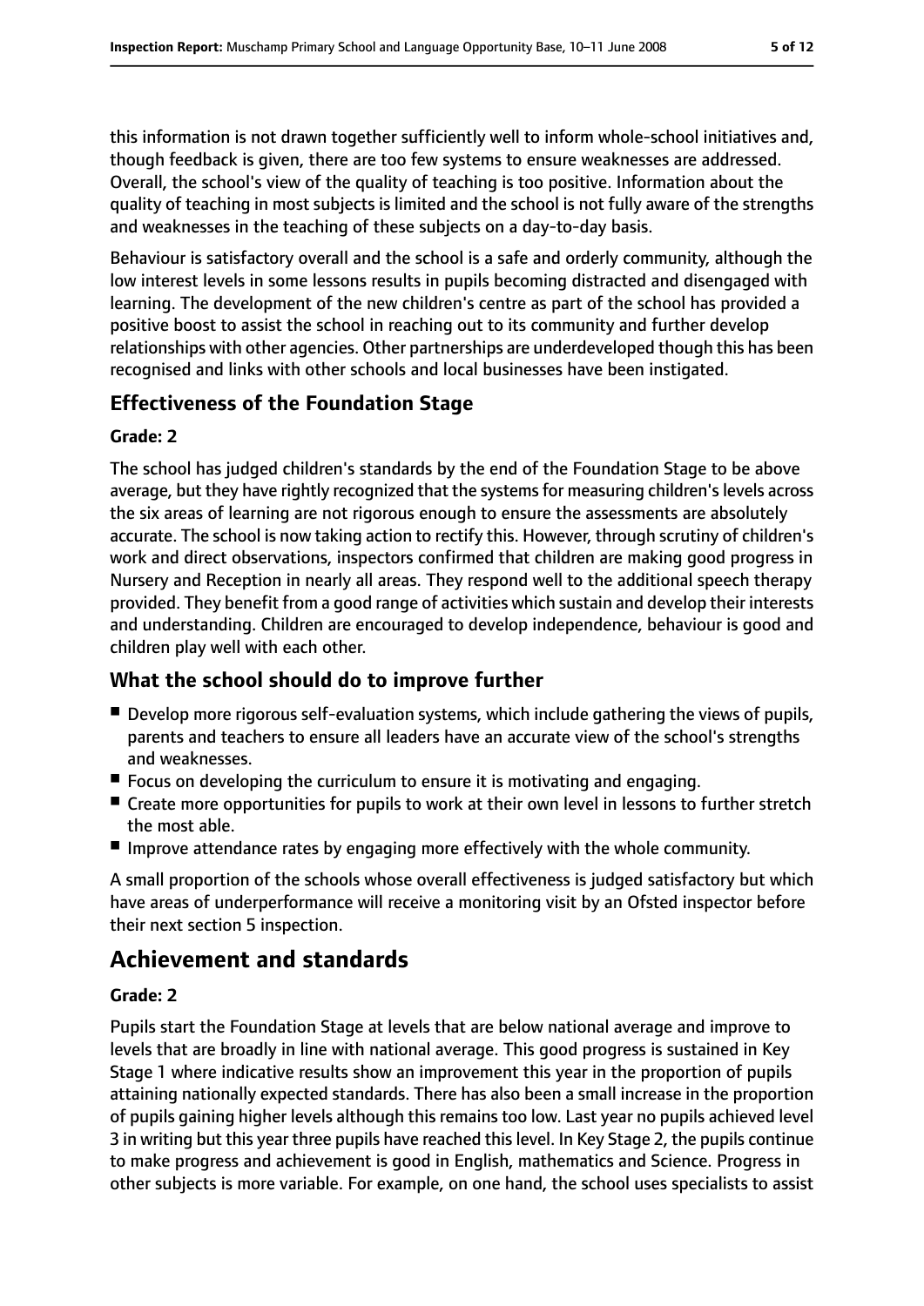this information is not drawn together sufficiently well to inform whole-school initiatives and, though feedback is given, there are too few systems to ensure weaknesses are addressed. Overall, the school's view of the quality of teaching is too positive. Information about the quality of teaching in most subjects is limited and the school is not fully aware of the strengths and weaknesses in the teaching of these subjects on a day-to-day basis.

Behaviour is satisfactory overall and the school is a safe and orderly community, although the low interest levels in some lessons results in pupils becoming distracted and disengaged with learning. The development of the new children's centre as part of the school has provided a positive boost to assist the school in reaching out to its community and further develop relationships with other agencies. Other partnerships are underdeveloped though this has been recognised and links with other schools and local businesses have been instigated.

### Effectiveness of the Foundation Stage

#### Grade: 2

The school has judged children's standards by the end of the Foundation Stage to be above average, but they have rightly recognized that the systems for measuring children's levels across the six areas of learning are not rigorous enough to ensure the assessments are absolutely accurate. The school is now taking action to rectify this. However, through scrutiny of children's work and direct observations, inspectors confirmed that children are making good progress in Nursery and Reception in nearly all areas. They respond well to the additional speech therapy provided. They benefit from a good range of activities which sustain and develop their interests and understanding. Children are encouraged to develop independence, behaviour is good and children play well with each other.

### What the school should do to improve further

- Develop more rigorous self-evaluation systems, which include gathering the views of pupils, parents and teachers to ensure all leaders have an accurate view of the school's strengths and weaknesses.
- Focus on developing the curriculum to ensure it is motivating and engaging.
- Create more opportunities for pupils to work at their own level in lessons to further stretch the most able.
- Improve attendance rates by engaging more effectively with the whole community.

A small proportion of the schools whose overall effectiveness is judged satisfactory but which have areas of underperformance will receive a monitoring visit by an Ofsted inspector before their next section 5 inspection.

## Achievement and standards

#### Grade: 2

Pupils start the Foundation Stage at levels that are below national average and improve to levels that are broadly in line with national average. This good progress is sustained in Key Stage 1 where indicative results show an improvement this year in the proportion of pupils attaining nationally expected standards. There has also been a small increase in the proportion of pupils gaining higher levels although this remains too low. Last year no pupils achieved level 3 in writing but this year three pupils have reached this level. In Key Stage 2, the pupils continue to make progress and achievement is good in English, mathematics and Science. Progress in other subjects is more variable. For example, on one hand, the school uses specialists to assist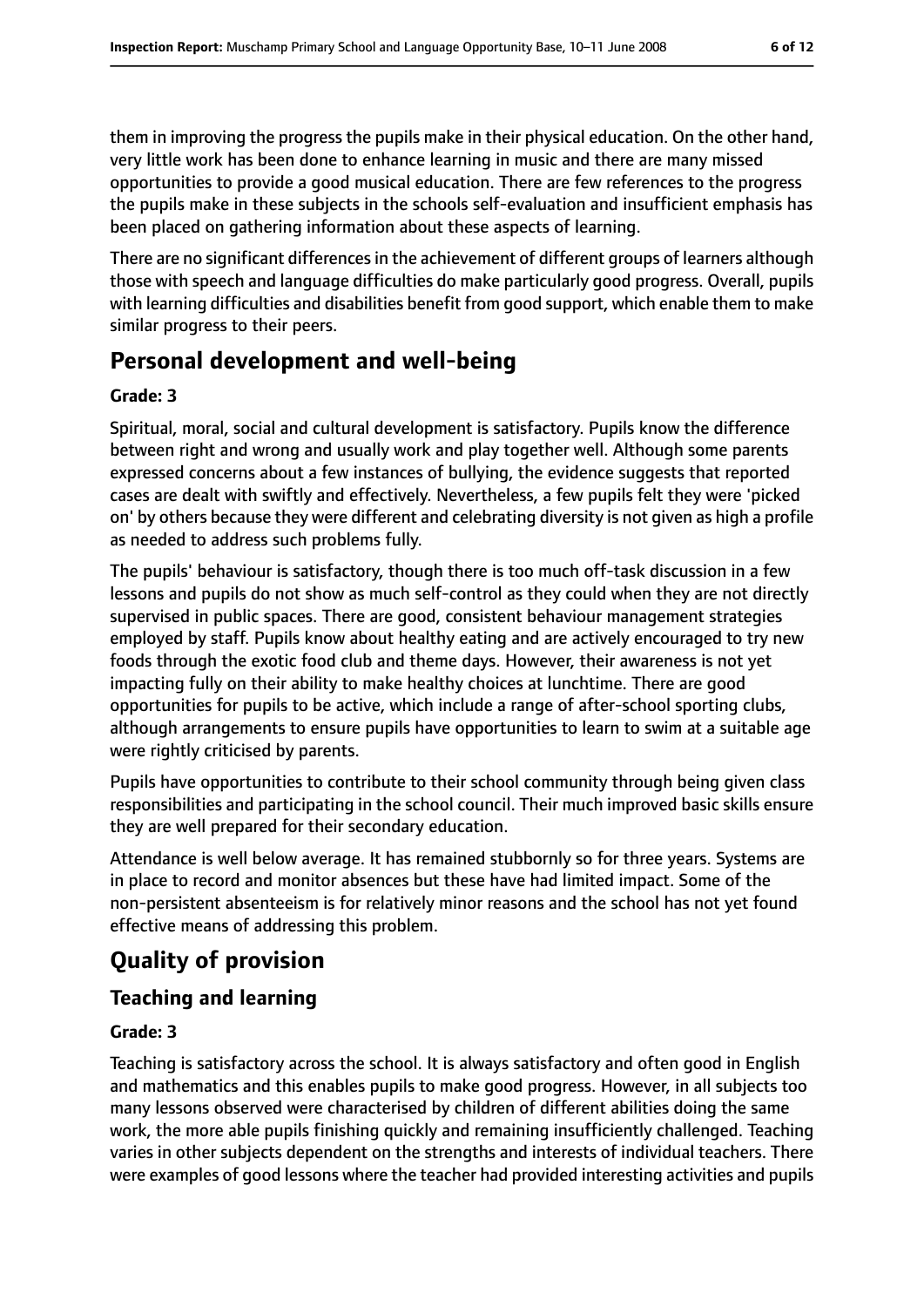them in improving the progress the pupils make in their physical education. On the other hand, very little work has been done to enhance learning in music and there are many missed opportunities to provide a good musical education. There are few references to the progress the pupils make in these subjects in the schools self-evaluation and insufficient emphasis has been placed on gathering information about these aspects of learning.

There are no significant differences in the achievement of different groups of learners although those with speech and language difficulties do make particularly good progress. Overall, pupils with learning difficulties and disabilities benefit from good support, which enable them to make similar progress to their peers.

## Personal development and well-being

**Grade: 3**

Spiritual, moral, social and cultural development is satisfactory. Pupils know the difference between right and wrong and usually work and play together well. Although some parents expressed concerns about a few instances of bullying, the evidence suggests that reported cases are dealt with swiftly and effectively. Nevertheless, a few pupils felt they were 'picked on' by others because they were different and celebrating diversity is not given as high a profile as needed to address such problems fully.

The pupils' behaviour is satisfactory, though there is too much off-task discussion in a few lessons and pupils do not show as much self-control as they could when they are not directly supervised in public spaces. There are good, consistent behaviour management strategies employed by staff. Pupils know about healthy eating and are actively encouraged to try new foods through the exotic food club and theme days. However, their awareness is not yet impacting fully on their ability to make healthy choices at lunchtime. There are good opportunities for pupils to be active, which include a range of after-school sporting clubs, although arrangements to ensure pupils have opportunities to learn to swim at a suitable age were rightly criticised by parents.

Pupils have opportunities to contribute to their school community through being given class responsibilities and participating in the school council. Their much improved basic skills ensure they are well prepared for their secondary education.

Attendance is well below average. It has remained stubbornly so for three years. Systems are in place to record and monitor absences but these have had limited impact. Some of the non-persistent absenteeism is for relatively minor reasons and the school has not yet found effective means of addressing this problem.

# Quality of provision

## Teaching and learning

**Grade: 3**

Teaching is satisfactory across the school. It is always satisfactory and often good in English and mathematics and this enables pupils to make good progress. However, in all subjects too many lessons observed were characterised by children of different abilities doing the same work, the more able pupils finishing quickly and remaining insufficiently challenged. Teaching varies in other subjects dependent on the strengths and interests of individual teachers. There were examples of good lessons where the teacher had provided interesting activities and pupils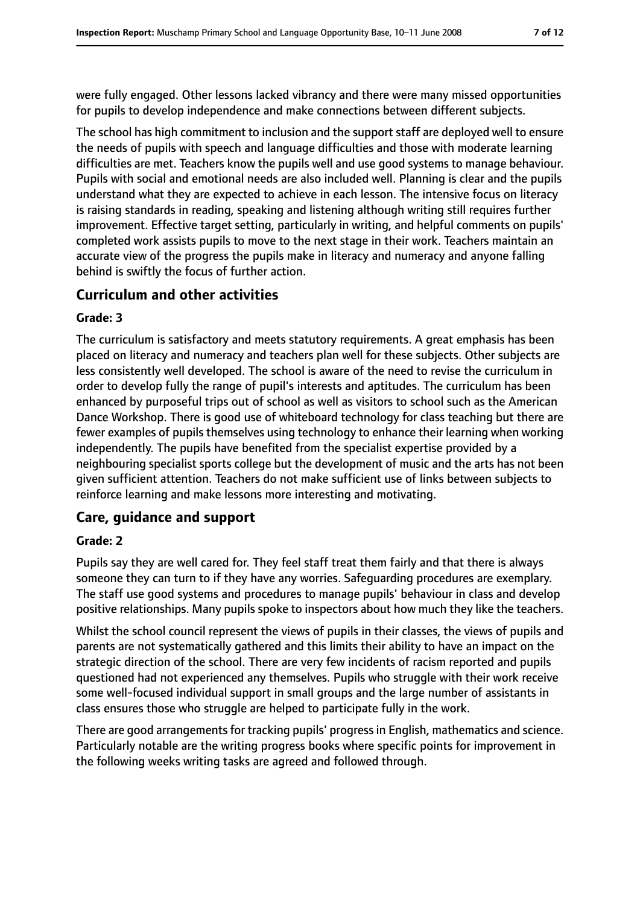were fully engaged. Other lessons lacked vibrancy and there were many missed opportunities for pupils to develop independence and make connections between different subjects.

The school has high commitment to inclusion and the support staff are deployed well to ensure the needs of pupils with speech and language difficulties and those with moderate learning difficulties are met. Teachers know the pupils well and use good systems to manage behaviour. Pupils with social and emotional needs are also included well. Planning is clear and the pupils understand what they are expected to achieve in each lesson. The intensive focus on literacy is raising standards in reading, speaking and listening although writing still requires further improvement. Effective target setting, particularly in writing, and helpful comments on pupils' completed work assists pupils to move to the next stage in their work. Teachers maintain an accurate view of the progress the pupils make in literacy and numeracy and anyone falling behind is swiftly the focus of further action.

## Curriculum and other activities

#### Grade: 3

The curriculum is satisfactory and meets statutory requirements. A great emphasis has been placed on literacy and numeracy and teachers plan well for these subjects. Other subjects are less consistently well developed. The school is aware of the need to revise the curriculum in order to develop fully the range of pupil's interests and aptitudes. The curriculum has been enhanced by purposeful trips out of school as well as visitors to school such as the American Dance Workshop. There is good use of whiteboard technology for class teaching but there are fewer examples of pupils themselves using technology to enhance their learning when working independently. The pupils have benefited from the specialist expertise provided by a neighbouring specialist sports college but the development of music and the arts has not been given sufficient attention. Teachers do not make sufficient use of links between subjects to reinforce learning and make lessons more interesting and motivating.

## Care, guidance and support

#### Grade: 2

Pupils say they are well cared for. They feel staff treat them fairly and that there is always someone they can turn to if they have any worries. Safeguarding procedures are exemplary. The staff use good systems and procedures to manage pupils' behaviour in class and develop positive relationships. Many pupils spoke to inspectors about how much they like the teachers.

Whilst the school council represent the views of pupils in their classes, the views of pupils and parents are not systematically gathered and this limits their ability to have an impact on the strategic direction of the school. There are very few incidents of racism reported and pupils questioned had not experienced any themselves. Pupils who struggle with their work receive some well-focused individual support in small groups and the large number of assistants in class ensures those who struggle are helped to participate fully in the work.

There are good arrangements for tracking pupils' progress in English, mathematics and science. Particularly notable are the writing progress books where specific points for improvement in the following weeks writing tasks are agreed and followed through.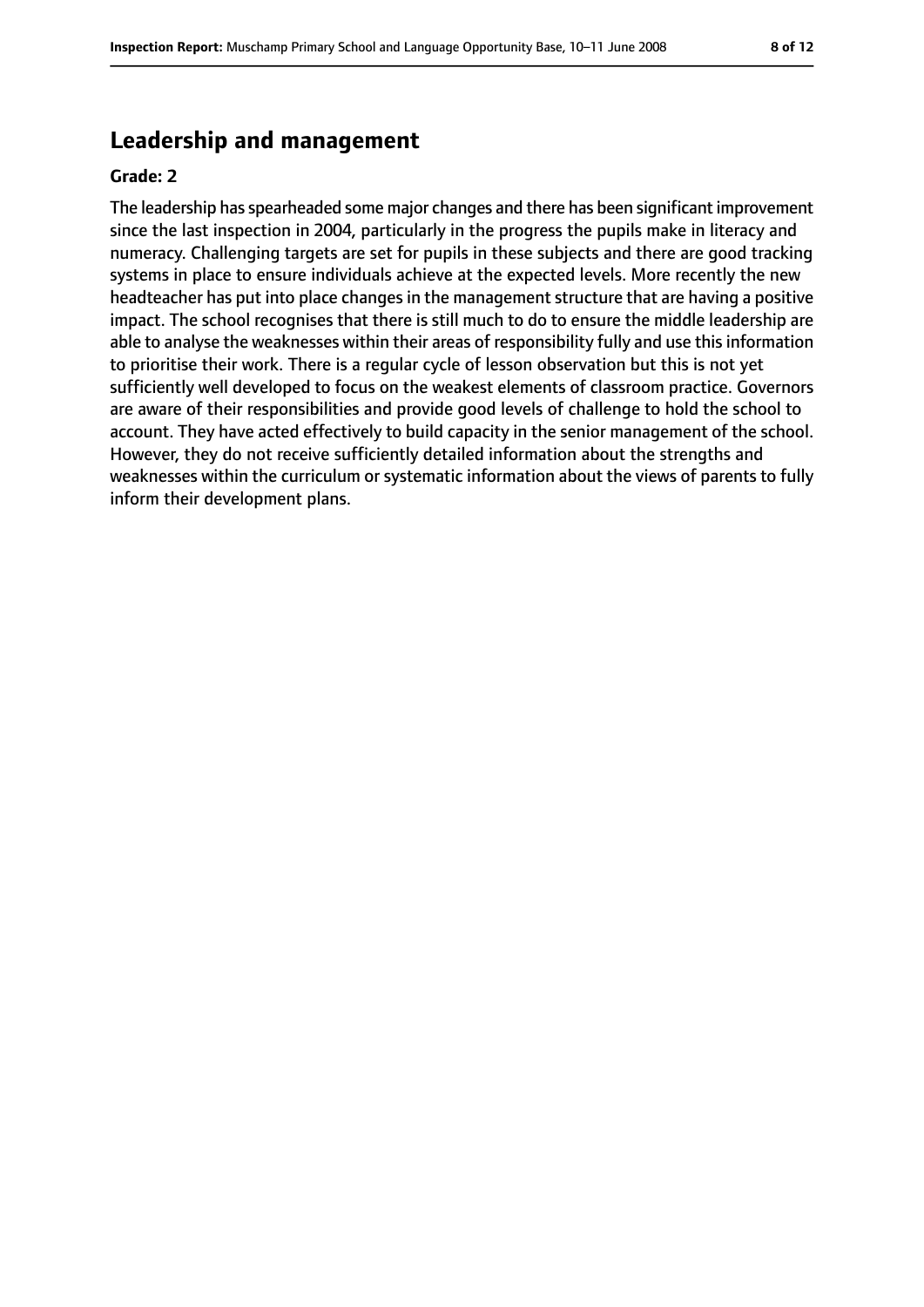## Leadership and management

**Grade: 2**

The leadership has spearheaded some major changes and there has been significant improvement since the last inspection in 2004, particularly in the progress the pupils make in literacy and numeracy. Challenging targets are set for pupils in these subjects and there are good tracking systems in place to ensure individuals achieve at the expected levels. More recently the new headteacher has put into place changes in the management structure that are having a positive impact. The school recognises that there is still much to do to ensure the middle leadership are able to analyse the weaknesses within their areas of responsibility fully and use this information to prioritise their work. There is a regular cycle of lesson observation but this is not yet sufficiently well developed to focus on the weakest elements of classroom practice. Governors are aware of their responsibilities and provide good levels of challenge to hold the school to account. They have acted effectively to build capacity in the senior management of the school. However, they do not receive sufficiently detailed information about the strengths and weaknesses within the curriculum or systematic information about the views of parents to fully inform their development plans.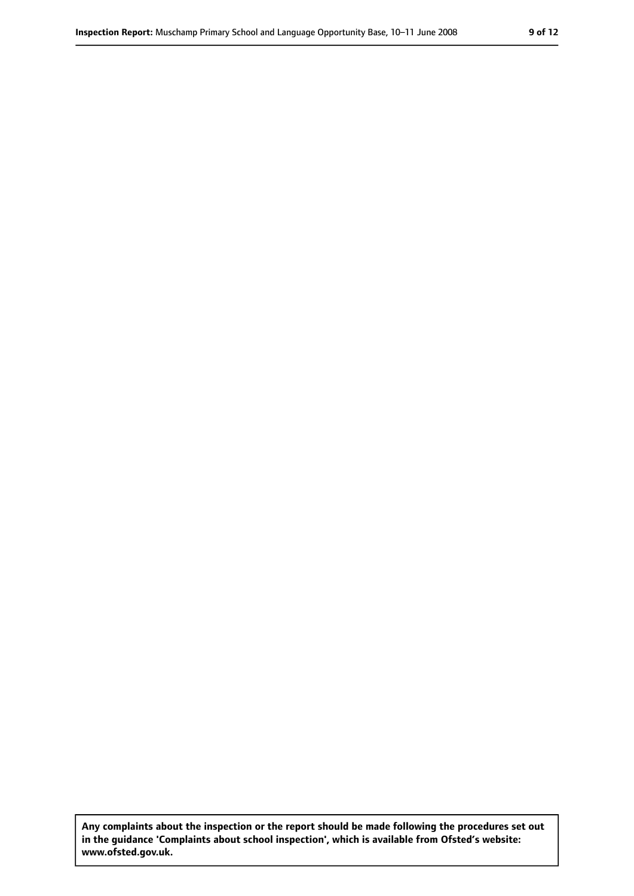**Any complaints about the inspection or the report should be made following the procedures set out in the guidance 'Complaints about school inspection', which is available from Ofsted's website: www.ofsted.gov.uk.**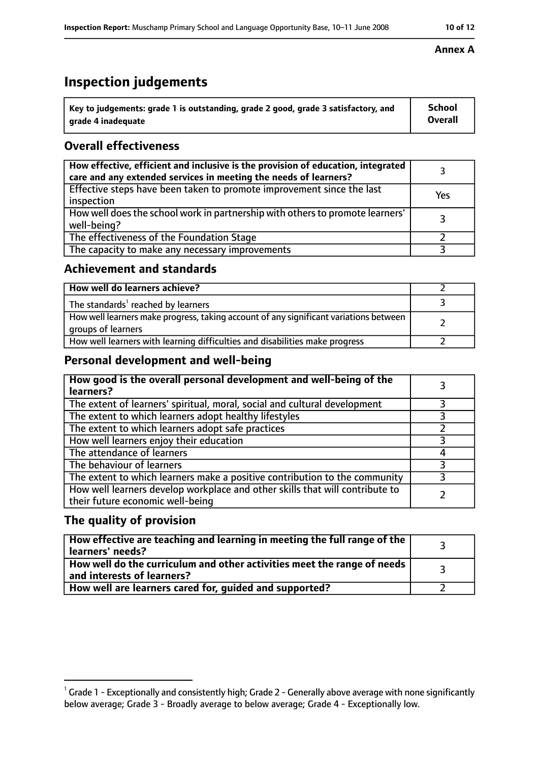**Annex A**

# Inspection judgements

| Key to judgements: grade 1 is outstanding, grade 2 good, grade 3 satisfactory, and grade 4 inadequate | School Overall |
|---|---|

## Overall effectiveness

| | |
|---|---|
| **How effective, efficient and inclusive is the provision of education, integrated care and any extended services in meeting the needs of learners?** | 3 |
| Effective steps have been taken to promote improvement since the last inspection | Yes |
| How well does the school work in partnership with others to promote learners' well-being? | 3 |
| The effectiveness of the Foundation Stage | 2 |
| The capacity to make any necessary improvements | 3 |

## Achievement and standards

| | |
|---|---|
| **How well do learners achieve?** | 2 |
| The standards[1] reached by learners | 3 |
| How well learners make progress, taking account of any significant variations between groups of learners | 2 |
| How well learners with learning difficulties and disabilities make progress | 2 |

## Personal development and well-being

| | |
|---|---|
| **How good is the overall personal development and well-being of the learners?** | 3 |
| The extent of learners' spiritual, moral, social and cultural development | 3 |
| The extent to which learners adopt healthy lifestyles | 3 |
| The extent to which learners adopt safe practices | 2 |
| How well learners enjoy their education | 3 |
| The attendance of learners | 4 |
| The behaviour of learners | 3 |
| The extent to which learners make a positive contribution to the community | 3 |
| How well learners develop workplace and other skills that will contribute to their future economic well-being | 2 |

## The quality of provision

| | |
|---|---|
| **How effective are teaching and learning in meeting the full range of the learners' needs?** | 3 |
| **How well do the curriculum and other activities meet the range of needs and interests of learners?** | 3 |
| **How well are learners cared for, guided and supported?** | 2 |

[1] Grade 1 - Exceptionally and consistently high; Grade 2 - Generally above average with none significantly below average; Grade 3 - Broadly average to below average; Grade 4 - Exceptionally low.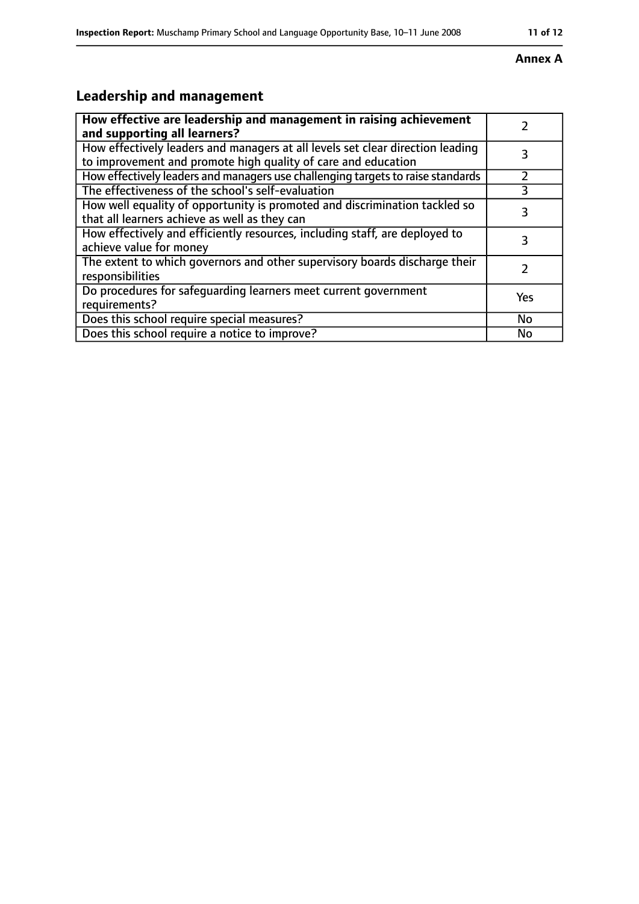**Annex A**

## Leadership and management

| **How effective are leadership and management in raising achievement and supporting all learners?** | 2 |
| --- | --- |
| How effectively leaders and managers at all levels set clear direction leading to improvement and promote high quality of care and education | 3 |
| How effectively leaders and managers use challenging targets to raise standards | 2 |
| The effectiveness of the school's self-evaluation | 3 |
| How well equality of opportunity is promoted and discrimination tackled so that all learners achieve as well as they can | 3 |
| How effectively and efficiently resources, including staff, are deployed to achieve value for money | 3 |
| The extent to which governors and other supervisory boards discharge their responsibilities | 2 |
| Do procedures for safeguarding learners meet current government requirements? | Yes |
| Does this school require special measures? | No |
| Does this school require a notice to improve? | No |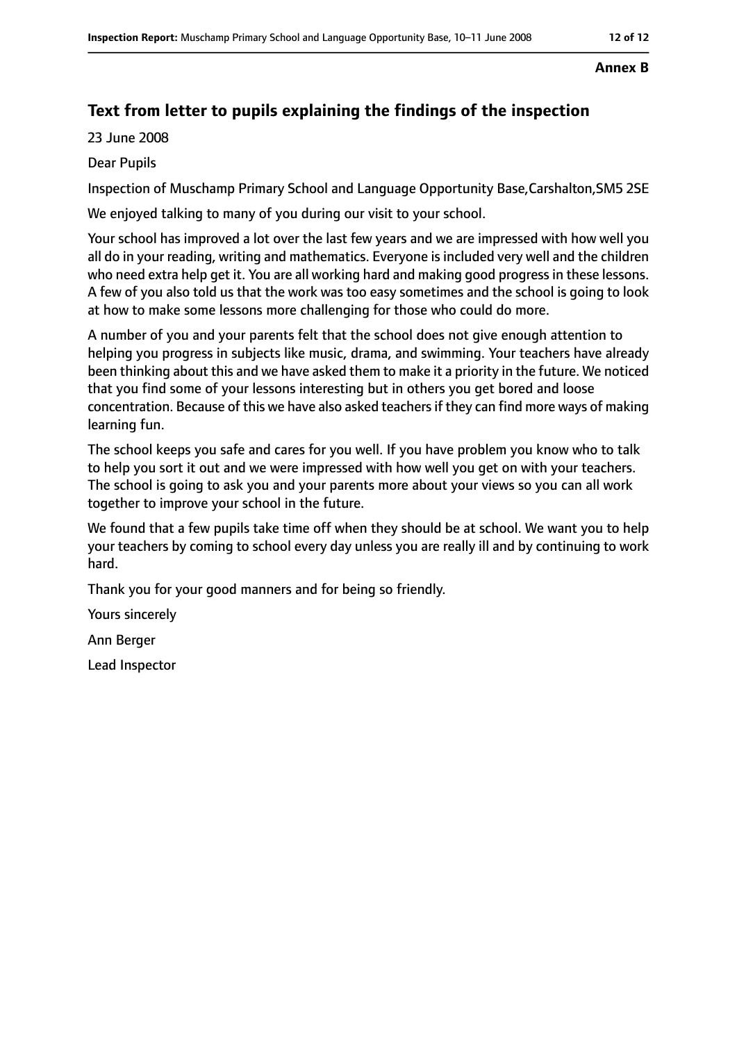**Annex B**

## Text from letter to pupils explaining the findings of the inspection

23 June 2008

Dear Pupils

Inspection of Muschamp Primary School and Language Opportunity Base,Carshalton,SM5 2SE

We enjoyed talking to many of you during our visit to your school.

Your school has improved a lot over the last few years and we are impressed with how well you all do in your reading, writing and mathematics. Everyone is included very well and the children who need extra help get it. You are all working hard and making good progress in these lessons. A few of you also told us that the work was too easy sometimes and the school is going to look at how to make some lessons more challenging for those who could do more.

A number of you and your parents felt that the school does not give enough attention to helping you progress in subjects like music, drama, and swimming. Your teachers have already been thinking about this and we have asked them to make it a priority in the future. We noticed that you find some of your lessons interesting but in others you get bored and loose concentration. Because of this we have also asked teachers if they can find more ways of making learning fun.

The school keeps you safe and cares for you well. If you have problem you know who to talk to help you sort it out and we were impressed with how well you get on with your teachers. The school is going to ask you and your parents more about your views so you can all work together to improve your school in the future.

We found that a few pupils take time off when they should be at school. We want you to help your teachers by coming to school every day unless you are really ill and by continuing to work hard.

Thank you for your good manners and for being so friendly.

Yours sincerely

Ann Berger

Lead Inspector